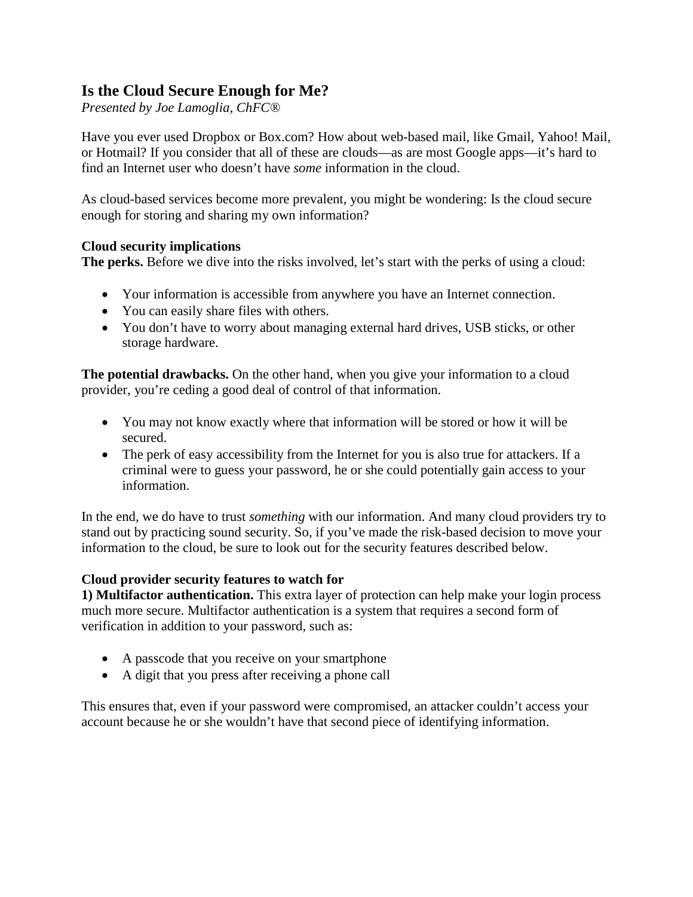# Is the Cloud Secure Enough for Me?

*Presented by Joe Lamoglia, ChFC®*

Have you ever used Dropbox or Box.com? How about web-based mail, like Gmail, Yahoo! Mail, or Hotmail? If you consider that all of these are clouds—as are most Google apps—it's hard to find an Internet user who doesn't have *some* information in the cloud.

As cloud-based services become more prevalent, you might be wondering: Is the cloud secure enough for storing and sharing my own information?

### Cloud security implications

**The perks.** Before we dive into the risks involved, let's start with the perks of using a cloud:

- Your information is accessible from anywhere you have an Internet connection.
- You can easily share files with others.
- You don't have to worry about managing external hard drives, USB sticks, or other storage hardware.

**The potential drawbacks.** On the other hand, when you give your information to a cloud provider, you're ceding a good deal of control of that information.

- You may not know exactly where that information will be stored or how it will be secured.
- The perk of easy accessibility from the Internet for you is also true for attackers. If a criminal were to guess your password, he or she could potentially gain access to your information.

In the end, we do have to trust *something* with our information. And many cloud providers try to stand out by practicing sound security. So, if you've made the risk-based decision to move your information to the cloud, be sure to look out for the security features described below.

### Cloud provider security features to watch for

**1) Multifactor authentication.** This extra layer of protection can help make your login process much more secure. Multifactor authentication is a system that requires a second form of verification in addition to your password, such as:

- A passcode that you receive on your smartphone
- A digit that you press after receiving a phone call

This ensures that, even if your password were compromised, an attacker couldn't access your account because he or she wouldn't have that second piece of identifying information.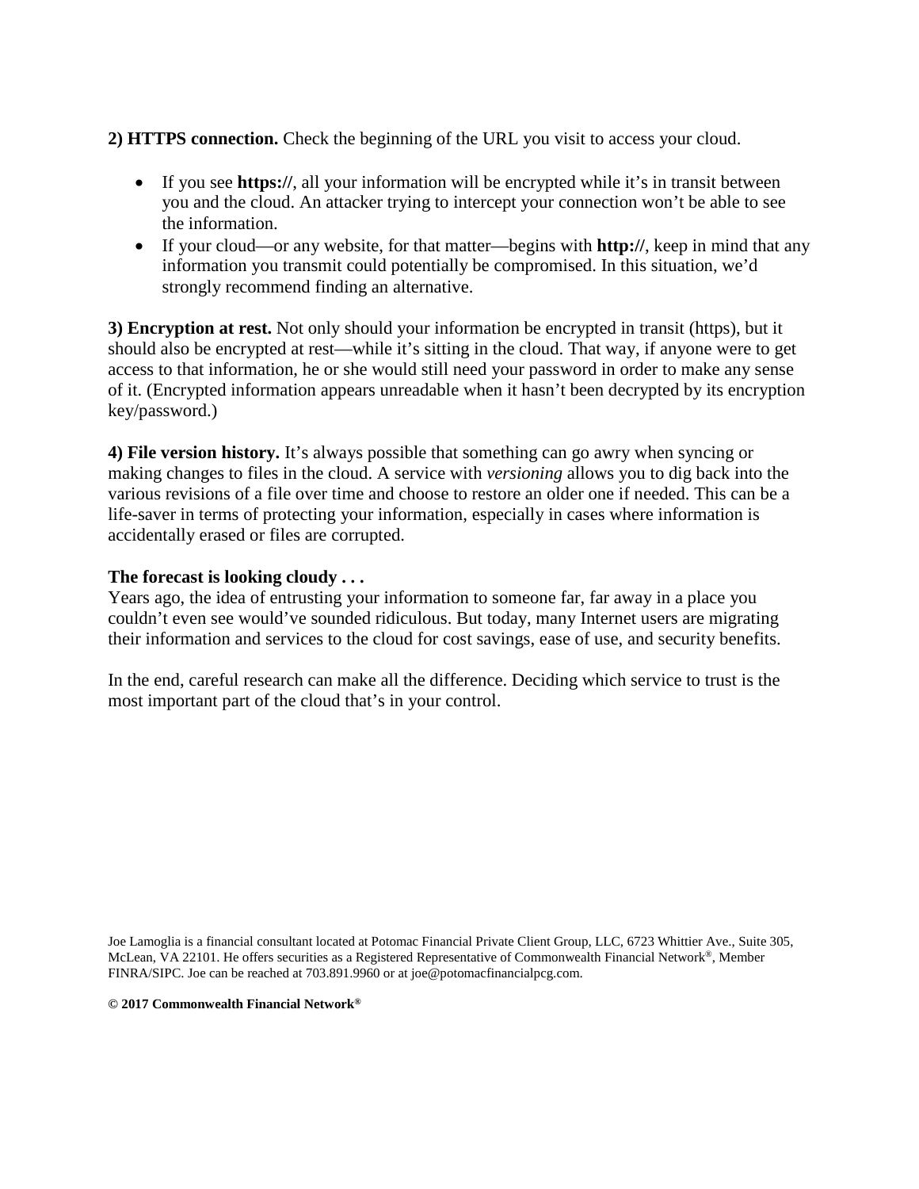**2) HTTPS connection.** Check the beginning of the URL you visit to access your cloud.

- If you see **https://**, all your information will be encrypted while it's in transit between you and the cloud. An attacker trying to intercept your connection won't be able to see the information.
- If your cloud—or any website, for that matter—begins with **http://**, keep in mind that any information you transmit could potentially be compromised. In this situation, we'd strongly recommend finding an alternative.

**3) Encryption at rest.** Not only should your information be encrypted in transit (https), but it should also be encrypted at rest—while it's sitting in the cloud. That way, if anyone were to get access to that information, he or she would still need your password in order to make any sense of it. (Encrypted information appears unreadable when it hasn't been decrypted by its encryption key/password.)

**4) File version history.** It's always possible that something can go awry when syncing or making changes to files in the cloud. A service with *versioning* allows you to dig back into the various revisions of a file over time and choose to restore an older one if needed. This can be a life-saver in terms of protecting your information, especially in cases where information is accidentally erased or files are corrupted.

**The forecast is looking cloudy . . .**

Years ago, the idea of entrusting your information to someone far, far away in a place you couldn't even see would've sounded ridiculous. But today, many Internet users are migrating their information and services to the cloud for cost savings, ease of use, and security benefits.

In the end, careful research can make all the difference. Deciding which service to trust is the most important part of the cloud that's in your control.

Joe Lamoglia is a financial consultant located at Potomac Financial Private Client Group, LLC, 6723 Whittier Ave., Suite 305, McLean, VA 22101. He offers securities as a Registered Representative of Commonwealth Financial Network®, Member FINRA/SIPC. Joe can be reached at 703.891.9960 or at joe@potomacfinancialpcg.com.

**© 2017 Commonwealth Financial Network®**